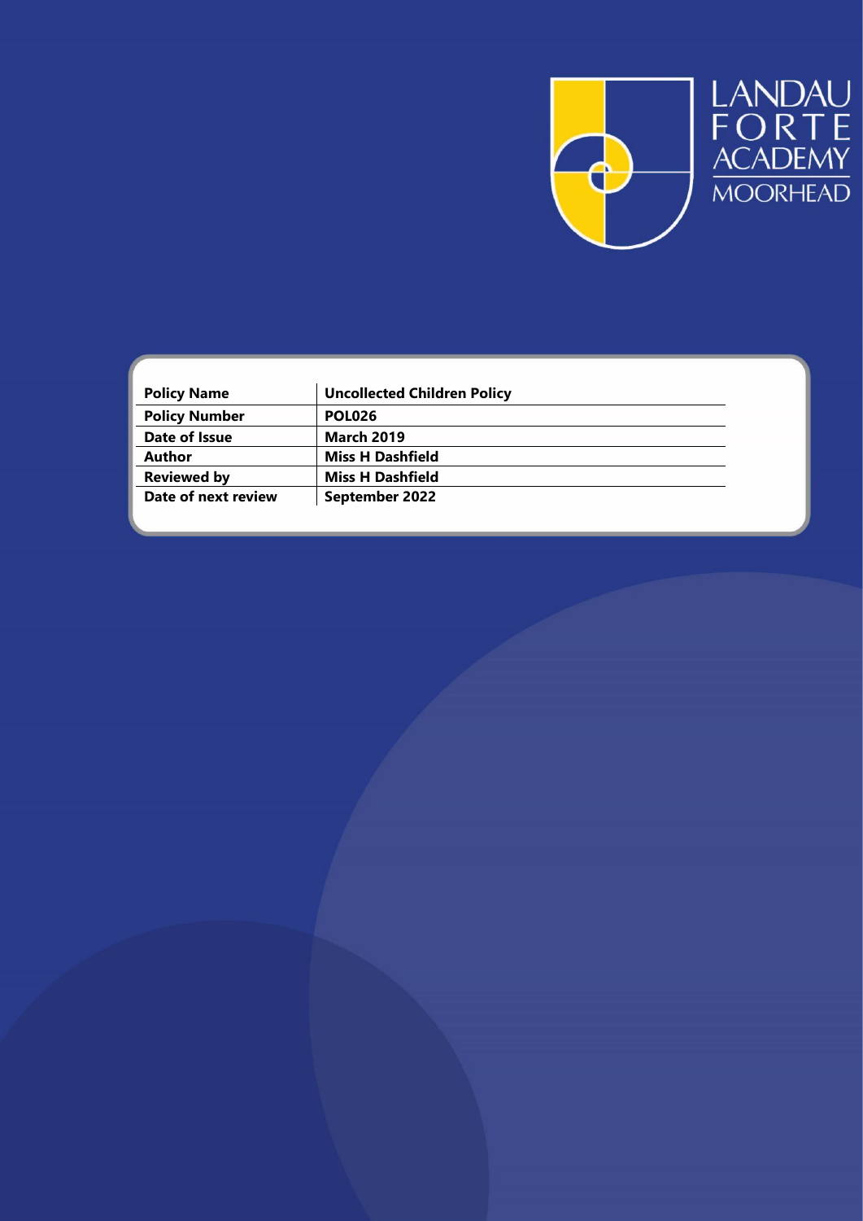LANDAU FORTE ACADEMY MOORHEAD

| Policy Name | Uncollected Children Policy |
|---|---|
| Policy Number | POL026 |
| Date of Issue | March 2019 |
| Author | Miss H Dashfield |
| Reviewed by | Miss H Dashfield |
| Date of next review | September 2022 |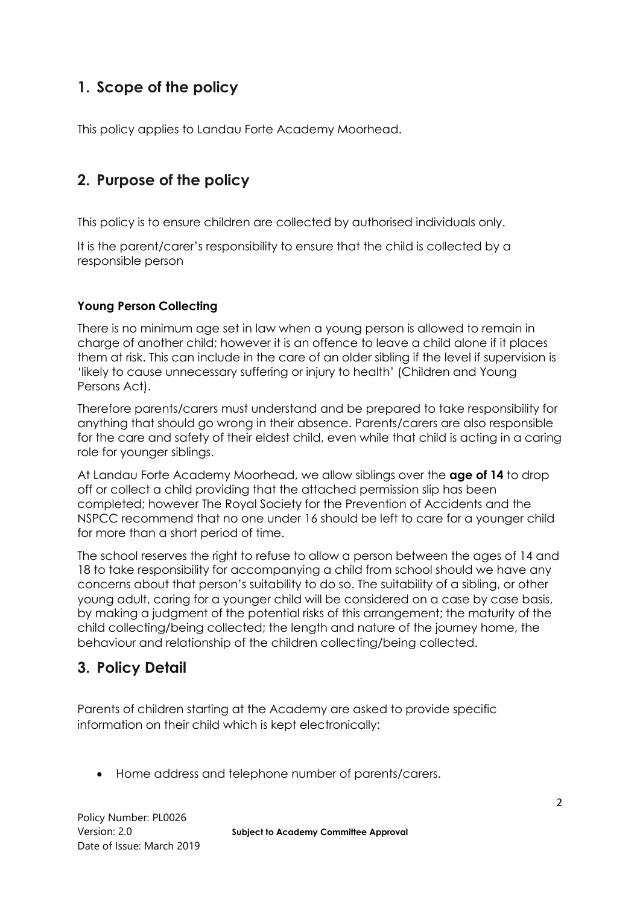## 1. Scope of the policy

This policy applies to Landau Forte Academy Moorhead.

## 2. Purpose of the policy

This policy is to ensure children are collected by authorised individuals only.

It is the parent/carer's responsibility to ensure that the child is collected by a responsible person

#### Young Person Collecting

There is no minimum age set in law when a young person is allowed to remain in charge of another child; however it is an offence to leave a child alone if it places them at risk. This can include in the care of an older sibling if the level if supervision is 'likely to cause unnecessary suffering or injury to health' (Children and Young Persons Act).

Therefore parents/carers must understand and be prepared to take responsibility for anything that should go wrong in their absence. Parents/carers are also responsible for the care and safety of their eldest child, even while that child is acting in a caring role for younger siblings.

At Landau Forte Academy Moorhead, we allow siblings over the **age of 14** to drop off or collect a child providing that the attached permission slip has been completed; however The Royal Society for the Prevention of Accidents and the NSPCC recommend that no one under 16 should be left to care for a younger child for more than a short period of time.

The school reserves the right to refuse to allow a person between the ages of 14 and 18 to take responsibility for accompanying a child from school should we have any concerns about that person's suitability to do so. The suitability of a sibling, or other young adult, caring for a younger child will be considered on a case by case basis, by making a judgment of the potential risks of this arrangement; the maturity of the child collecting/being collected; the length and nature of the journey home, the behaviour and relationship of the children collecting/being collected.

## 3. Policy Detail

Parents of children starting at the Academy are asked to provide specific information on their child which is kept electronically:

- Home address and telephone number of parents/carers.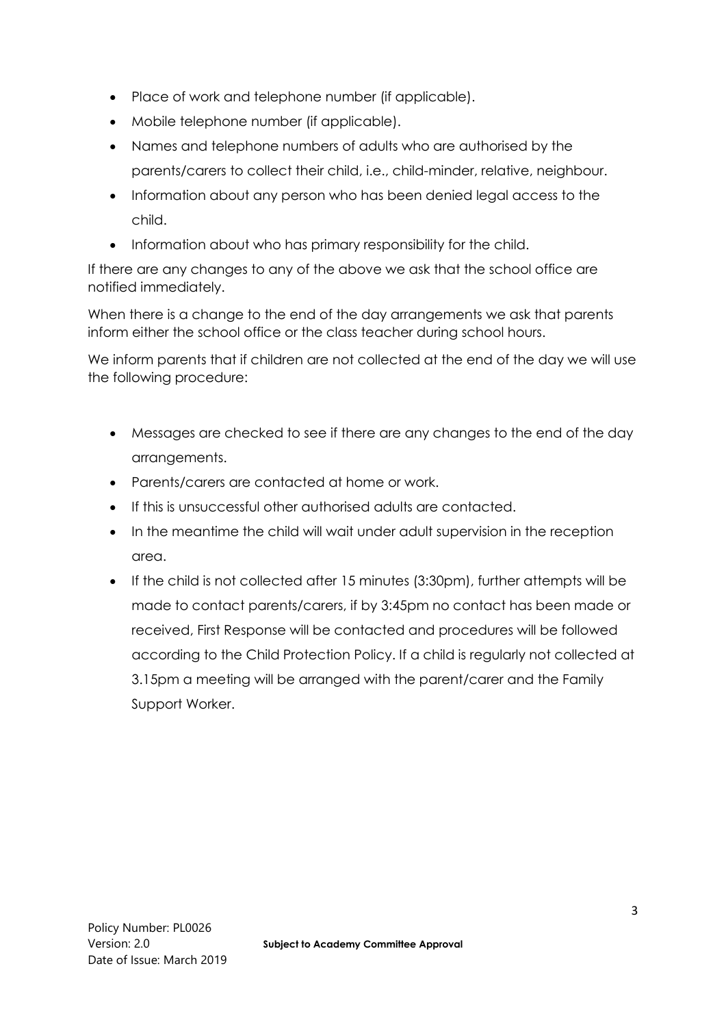- Place of work and telephone number (if applicable).
- Mobile telephone number (if applicable).
- Names and telephone numbers of adults who are authorised by the parents/carers to collect their child, i.e., child-minder, relative, neighbour.
- Information about any person who has been denied legal access to the child.
- Information about who has primary responsibility for the child.

If there are any changes to any of the above we ask that the school office are notified immediately.

When there is a change to the end of the day arrangements we ask that parents inform either the school office or the class teacher during school hours.

We inform parents that if children are not collected at the end of the day we will use the following procedure:

- Messages are checked to see if there are any changes to the end of the day arrangements.
- Parents/carers are contacted at home or work.
- If this is unsuccessful other authorised adults are contacted.
- In the meantime the child will wait under adult supervision in the reception area.
- If the child is not collected after 15 minutes (3:30pm), further attempts will be made to contact parents/carers, if by 3:45pm no contact has been made or received, First Response will be contacted and procedures will be followed according to the Child Protection Policy. If a child is regularly not collected at 3.15pm a meeting will be arranged with the parent/carer and the Family Support Worker.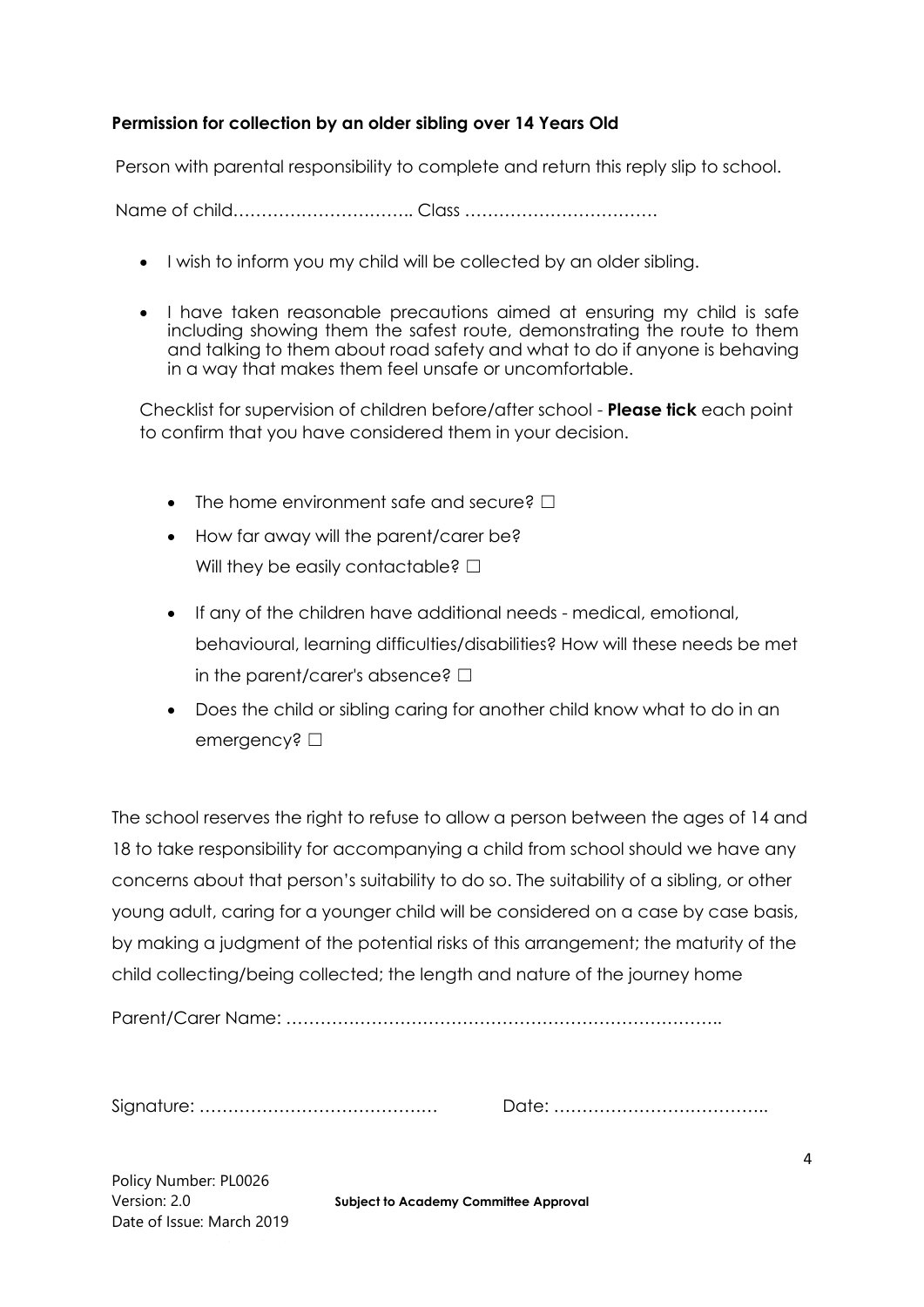**Permission for collection by an older sibling over 14 Years Old**

Person with parental responsibility to complete and return this reply slip to school.

Name of child………………………….. Class ……………………………

- I wish to inform you my child will be collected by an older sibling.
- I have taken reasonable precautions aimed at ensuring my child is safe including showing them the safest route, demonstrating the route to them and talking to them about road safety and what to do if anyone is behaving in a way that makes them feel unsafe or uncomfortable.

Checklist for supervision of children before/after school - **Please tick** each point to confirm that you have considered them in your decision.

- The home environment safe and secure? ☐
- How far away will the parent/carer be?
  Will they be easily contactable? ☐
- If any of the children have additional needs - medical, emotional, behavioural, learning difficulties/disabilities? How will these needs be met in the parent/carer's absence? ☐
- Does the child or sibling caring for another child know what to do in an emergency? ☐

The school reserves the right to refuse to allow a person between the ages of 14 and 18 to take responsibility for accompanying a child from school should we have any concerns about that person's suitability to do so. The suitability of a sibling, or other young adult, caring for a younger child will be considered on a case by case basis, by making a judgment of the potential risks of this arrangement; the maturity of the child collecting/being collected; the length and nature of the journey home

Parent/Carer Name: …………………………………………………………………..

Signature: ……………………………………   Date: ………………………………..

Policy Number: PL0026
Version: 2.0
Date of Issue: March 2019

**Subject to Academy Committee Approval**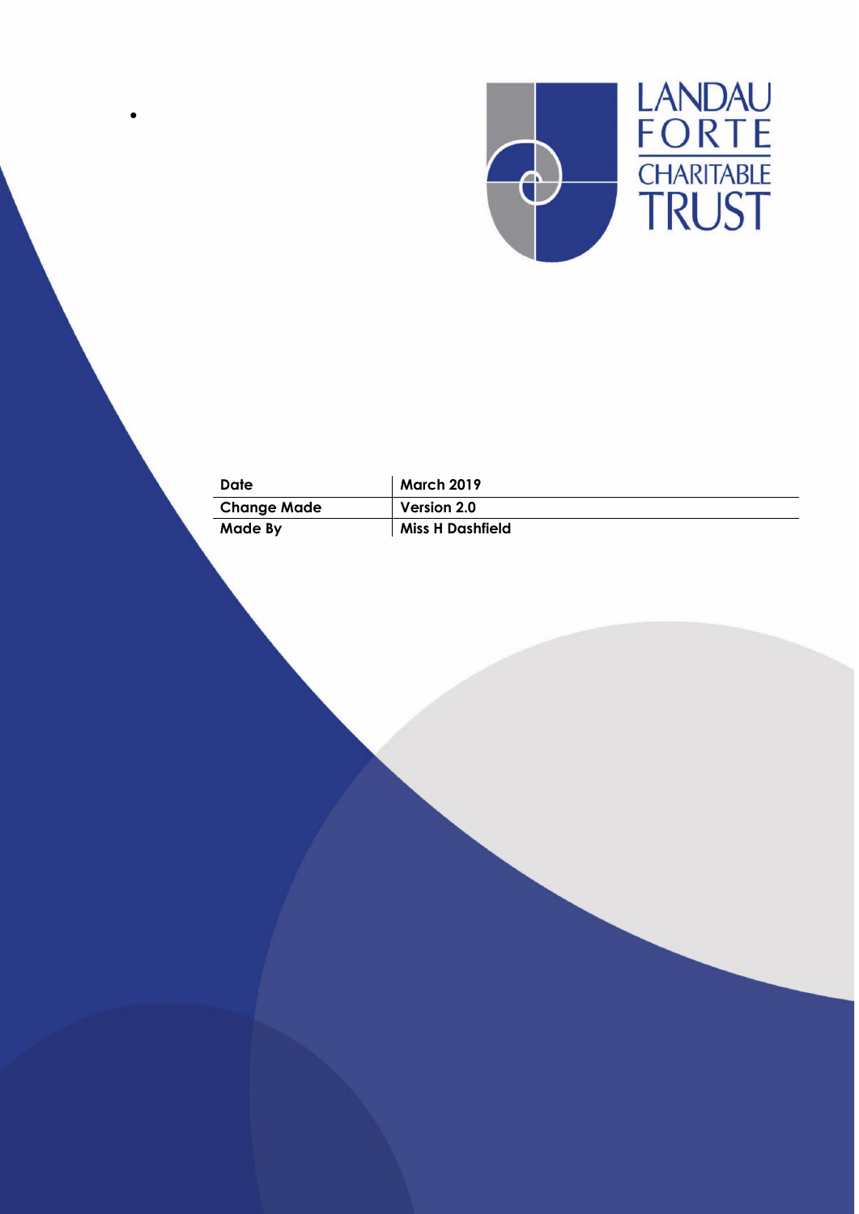LANDAU FORTE CHARITABLE TRUST

| | |
|---|---|
| **Date** | **March 2019** |
| **Change Made** | **Version 2.0** |
| **Made By** | **Miss H Dashfield** |